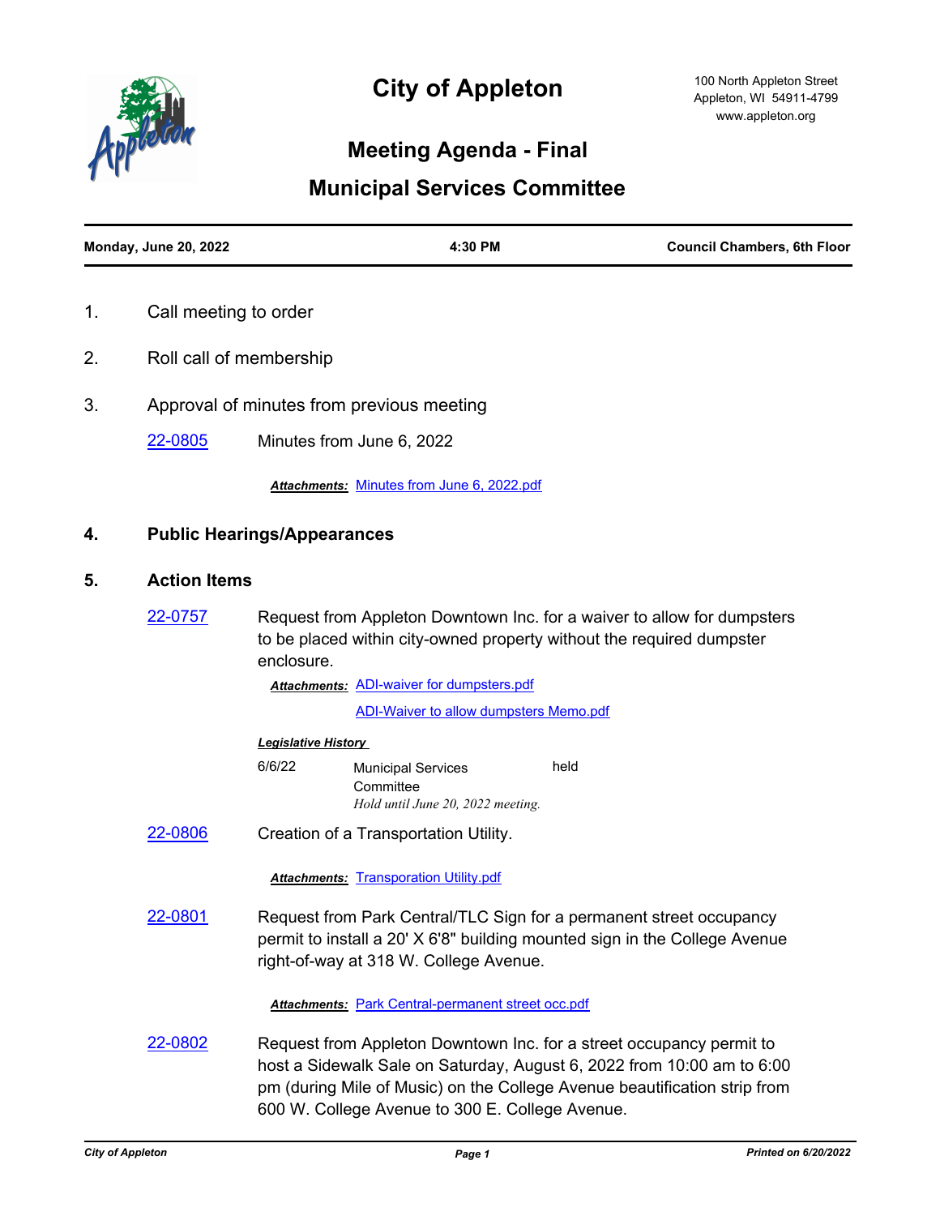# City of Appleton

100 North Appleton Street
Appleton, WI 54911-4799
www.appleton.org

## Meeting Agenda - Final

## Municipal Services Committee

**Monday, June 20, 2022** | **4:30 PM** | **Council Chambers, 6th Floor**

1. Call meeting to order

2. Roll call of membership

3. Approval of minutes from previous meeting

   22-0805 Minutes from June 6, 2022

   ***Attachments:*** Minutes from June 6, 2022.pdf

4. **Public Hearings/Appearances**

5. **Action Items**

   22-0757 Request from Appleton Downtown Inc. for a waiver to allow for dumpsters to be placed within city-owned property without the required dumpster enclosure.

   ***Attachments:*** ADI-waiver for dumpsters.pdf
   ADI-Waiver to allow dumpsters Memo.pdf

   ***Legislative History***

   | | | |
   |---|---|---|
   | 6/6/22 | Municipal Services Committee *Hold until June 20, 2022 meeting.* | held |

   22-0806 Creation of a Transportation Utility.

   ***Attachments:*** Transporation Utility.pdf

   22-0801 Request from Park Central/TLC Sign for a permanent street occupancy permit to install a 20' X 6'8" building mounted sign in the College Avenue right-of-way at 318 W. College Avenue.

   ***Attachments:*** Park Central-permanent street occ.pdf

   22-0802 Request from Appleton Downtown Inc. for a street occupancy permit to host a Sidewalk Sale on Saturday, August 6, 2022 from 10:00 am to 6:00 pm (during Mile of Music) on the College Avenue beautification strip from 600 W. College Avenue to 300 E. College Avenue.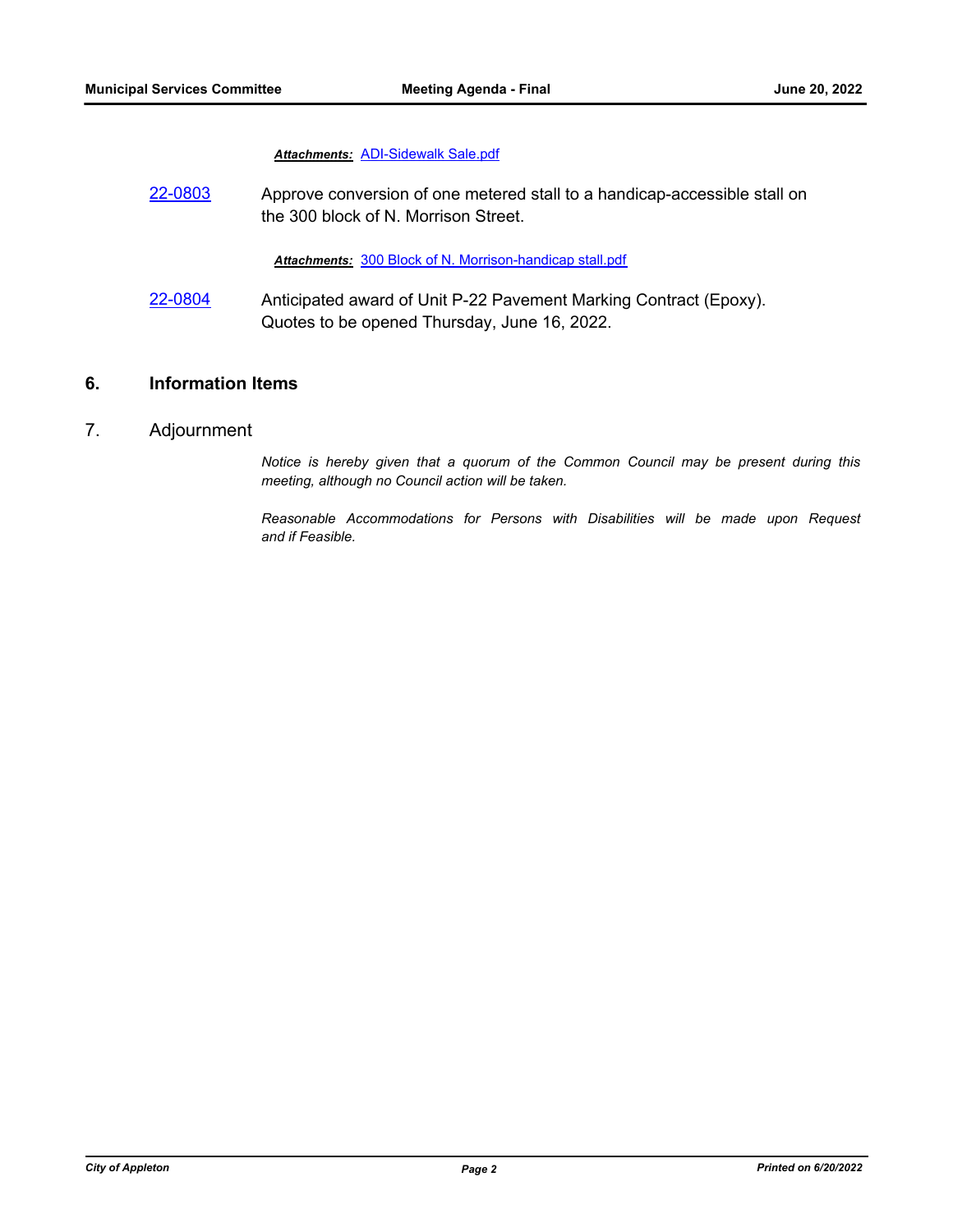***Attachments:*** ADI-Sidewalk Sale.pdf

22-0803 Approve conversion of one metered stall to a handicap-accessible stall on the 300 block of N. Morrison Street.

***Attachments:*** 300 Block of N. Morrison-handicap stall.pdf

22-0804 Anticipated award of Unit P-22 Pavement Marking Contract (Epoxy). Quotes to be opened Thursday, June 16, 2022.

## 6. Information Items

## 7. Adjournment

*Notice is hereby given that a quorum of the Common Council may be present during this meeting, although no Council action will be taken.*

*Reasonable Accommodations for Persons with Disabilities will be made upon Request and if Feasible.*